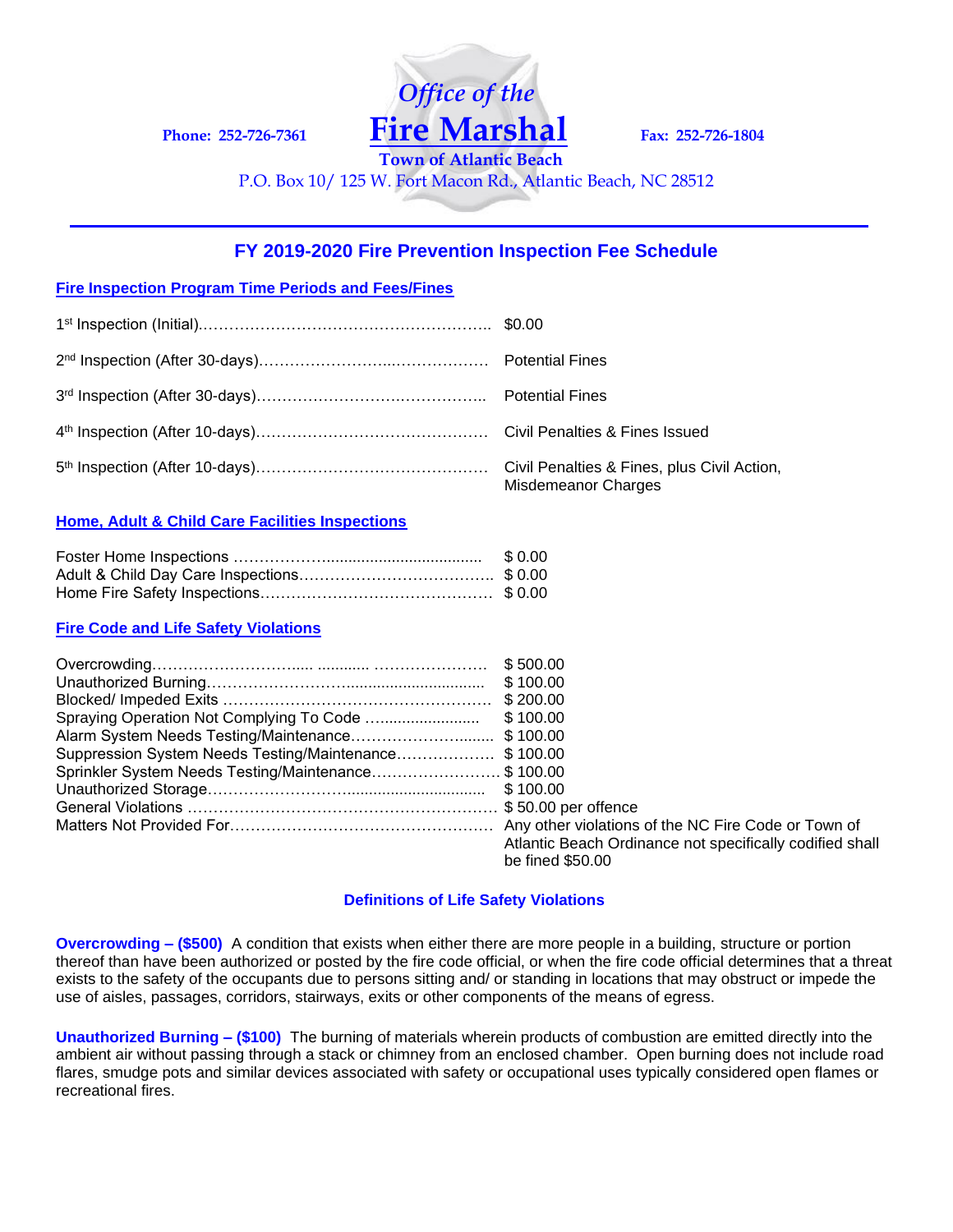Phone: 252-726-7361

# Office of the Fire Marshal

**Town of Atlantic Beach**

P.O. Box 10/ 125 W. Fort Macon Rd., Atlantic Beach, NC 28512

Fax: 252-726-1804

## FY 2019-2020 Fire Prevention Inspection Fee Schedule

### Fire Inspection Program Time Periods and Fees/Fines

| Inspection | Fee/Fine |
|---|---|
| 1st Inspection (Initial) | $0.00 |
| 2nd Inspection (After 30-days) | Potential Fines |
| 3rd Inspection (After 30-days) | Potential Fines |
| 4th Inspection (After 10-days) | Civil Penalties & Fines Issued |
| 5th Inspection (After 10-days) | Civil Penalties & Fines, plus Civil Action, Misdemeanor Charges |

### Home, Adult & Child Care Facilities Inspections

| Inspection | Fee |
|---|---|
| Foster Home Inspections | $ 0.00 |
| Adult & Child Day Care Inspections | $ 0.00 |
| Home Fire Safety Inspections | $ 0.00 |

### Fire Code and Life Safety Violations

| Violation | Fine |
|---|---|
| Overcrowding | $ 500.00 |
| Unauthorized Burning | $ 100.00 |
| Blocked/ Impeded Exits | $ 200.00 |
| Spraying Operation Not Complying To Code | $ 100.00 |
| Alarm System Needs Testing/Maintenance | $ 100.00 |
| Suppression System Needs Testing/Maintenance | $ 100.00 |
| Sprinkler System Needs Testing/Maintenance | $ 100.00 |
| Unauthorized Storage | $ 100.00 |
| General Violations | $ 50.00 per offence |
| Matters Not Provided For | Any other violations of the NC Fire Code or Town of Atlantic Beach Ordinance not specifically codified shall be fined $50.00 |

### Definitions of Life Safety Violations

**Overcrowding – ($500)** A condition that exists when either there are more people in a building, structure or portion thereof than have been authorized or posted by the fire code official, or when the fire code official determines that a threat exists to the safety of the occupants due to persons sitting and/ or standing in locations that may obstruct or impede the use of aisles, passages, corridors, stairways, exits or other components of the means of egress.

**Unauthorized Burning – ($100)** The burning of materials wherein products of combustion are emitted directly into the ambient air without passing through a stack or chimney from an enclosed chamber. Open burning does not include road flares, smudge pots and similar devices associated with safety or occupational uses typically considered open flames or recreational fires.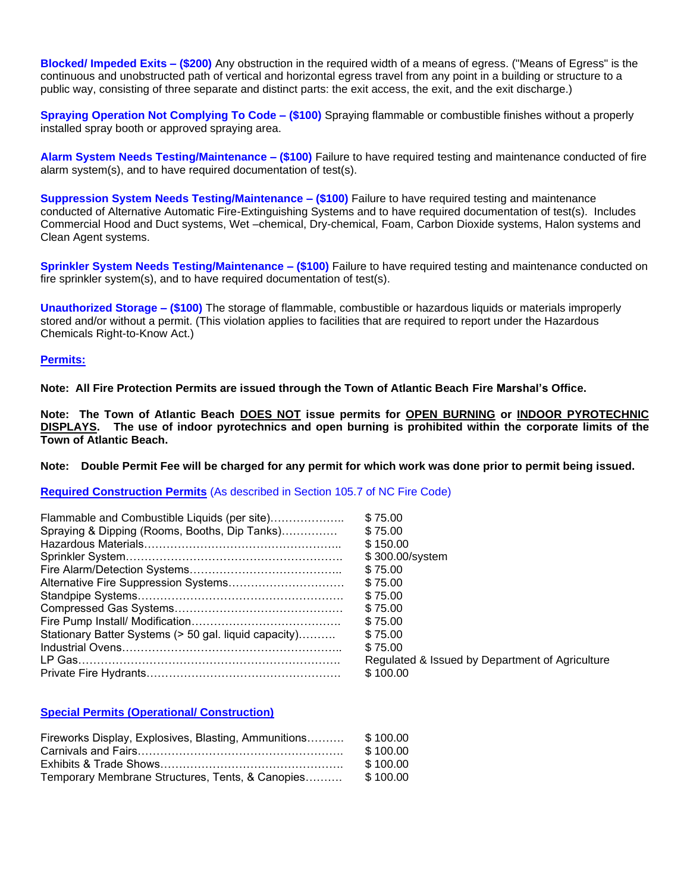**Blocked/ Impeded Exits – ($200)** Any obstruction in the required width of a means of egress. ("Means of Egress" is the continuous and unobstructed path of vertical and horizontal egress travel from any point in a building or structure to a public way, consisting of three separate and distinct parts: the exit access, the exit, and the exit discharge.)

**Spraying Operation Not Complying To Code – ($100)** Spraying flammable or combustible finishes without a properly installed spray booth or approved spraying area.

**Alarm System Needs Testing/Maintenance – ($100)** Failure to have required testing and maintenance conducted of fire alarm system(s), and to have required documentation of test(s).

**Suppression System Needs Testing/Maintenance – ($100)** Failure to have required testing and maintenance conducted of Alternative Automatic Fire-Extinguishing Systems and to have required documentation of test(s). Includes Commercial Hood and Duct systems, Wet –chemical, Dry-chemical, Foam, Carbon Dioxide systems, Halon systems and Clean Agent systems.

**Sprinkler System Needs Testing/Maintenance – ($100)** Failure to have required testing and maintenance conducted on fire sprinkler system(s), and to have required documentation of test(s).

**Unauthorized Storage – ($100)** The storage of flammable, combustible or hazardous liquids or materials improperly stored and/or without a permit. (This violation applies to facilities that are required to report under the Hazardous Chemicals Right-to-Know Act.)

## Permits:

**Note: All Fire Protection Permits are issued through the Town of Atlantic Beach Fire Marshal's Office.**

**Note: The Town of Atlantic Beach DOES NOT issue permits for OPEN BURNING or INDOOR PYROTECHNIC DISPLAYS. The use of indoor pyrotechnics and open burning is prohibited within the corporate limits of the Town of Atlantic Beach.**

**Note: Double Permit Fee will be charged for any permit for which work was done prior to permit being issued.**

### Required Construction Permits (As described in Section 105.7 of NC Fire Code)

| Permit | Fee |
|---|---|
| Flammable and Combustible Liquids (per site) | $ 75.00 |
| Spraying & Dipping (Rooms, Booths, Dip Tanks) | $ 75.00 |
| Hazardous Materials | $ 150.00 |
| Sprinkler System | $ 300.00/system |
| Fire Alarm/Detection Systems | $ 75.00 |
| Alternative Fire Suppression Systems | $ 75.00 |
| Standpipe Systems | $ 75.00 |
| Compressed Gas Systems | $ 75.00 |
| Fire Pump Install/ Modification | $ 75.00 |
| Stationary Batter Systems (> 50 gal. liquid capacity) | $ 75.00 |
| Industrial Ovens | $ 75.00 |
| LP Gas | Regulated & Issued by Department of Agriculture |
| Private Fire Hydrants | $ 100.00 |

### Special Permits (Operational/ Construction)

| Permit | Fee |
|---|---|
| Fireworks Display, Explosives, Blasting, Ammunitions | $ 100.00 |
| Carnivals and Fairs | $ 100.00 |
| Exhibits & Trade Shows | $ 100.00 |
| Temporary Membrane Structures, Tents, & Canopies | $ 100.00 |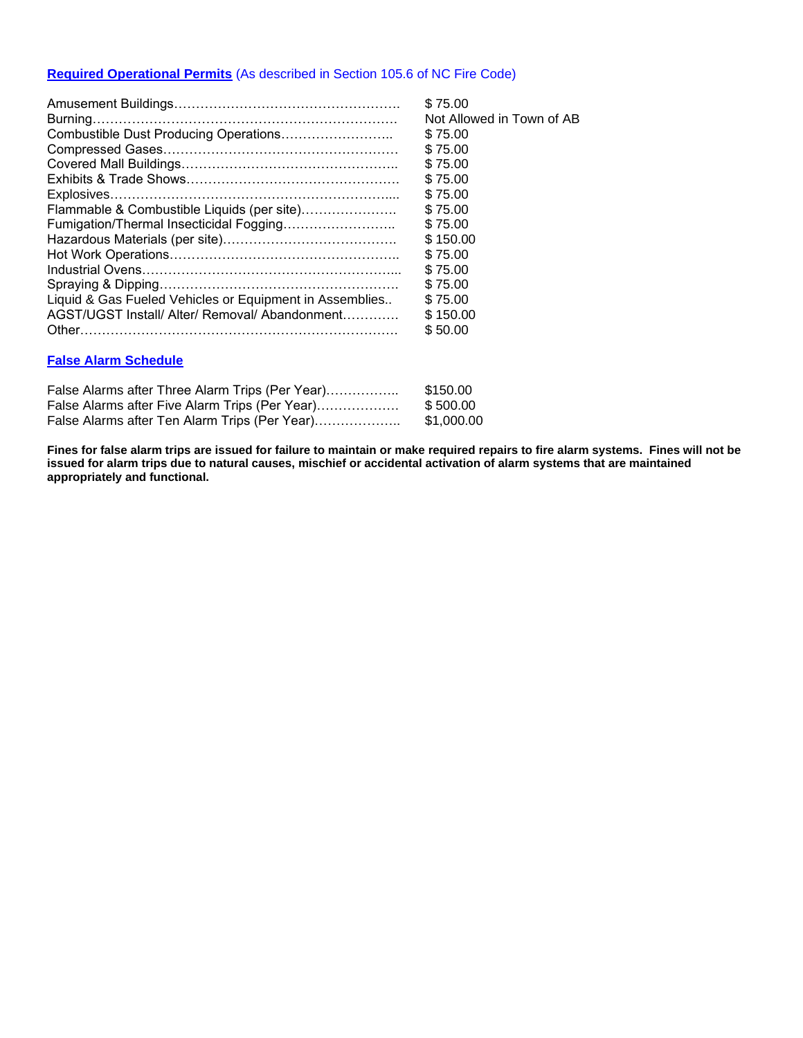**Required Operational Permits** (As described in Section 105.6 of NC Fire Code)

| | |
|---|---|
| Amusement Buildings | $ 75.00 |
| Burning | Not Allowed in Town of AB |
| Combustible Dust Producing Operations | $ 75.00 |
| Compressed Gases | $ 75.00 |
| Covered Mall Buildings | $ 75.00 |
| Exhibits & Trade Shows | $ 75.00 |
| Explosives | $ 75.00 |
| Flammable & Combustible Liquids (per site) | $ 75.00 |
| Fumigation/Thermal Insecticidal Fogging | $ 75.00 |
| Hazardous Materials (per site) | $ 150.00 |
| Hot Work Operations | $ 75.00 |
| Industrial Ovens | $ 75.00 |
| Spraying & Dipping | $ 75.00 |
| Liquid & Gas Fueled Vehicles or Equipment in Assemblies | $ 75.00 |
| AGST/UGST Install/ Alter/ Removal/ Abandonment | $ 150.00 |
| Other | $ 50.00 |

**False Alarm Schedule**

| | |
|---|---|
| False Alarms after Three Alarm Trips (Per Year) | $150.00 |
| False Alarms after Five Alarm Trips (Per Year) | $ 500.00 |
| False Alarms after Ten Alarm Trips (Per Year) | $1,000.00 |

**Fines for false alarm trips are issued for failure to maintain or make required repairs to fire alarm systems. Fines will not be issued for alarm trips due to natural causes, mischief or accidental activation of alarm systems that are maintained appropriately and functional.**